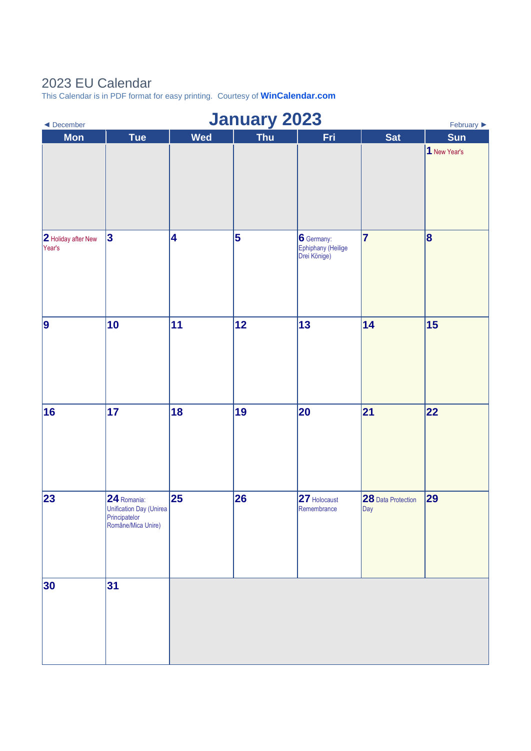# 2023 EU Calendar

This Calendar is in PDF format for easy printing. Courtesy of **WinCalendar.com**

◄ December

## January 2023

February ►

| Mon | Tue | Wed | Thu | Fri | Sat | Sun |
|---|---|---|---|---|---|---|
| | | | | | | **1** New Year's |
| **2** Holiday after New Year's | **3** | **4** | **5** | **6** Germany: Ephiphany (Heilige Drei Könige) | **7** | **8** |
| **9** | **10** | **11** | **12** | **13** | **14** | **15** |
| **16** | **17** | **18** | **19** | **20** | **21** | **22** |
| **23** | **24** Romania: Unification Day (Unirea Principatelor Române/Mica Unire) | **25** | **26** | **27** Holocaust Remembrance | **28** Data Protection Day | **29** |
| **30** | **31** | | | | | |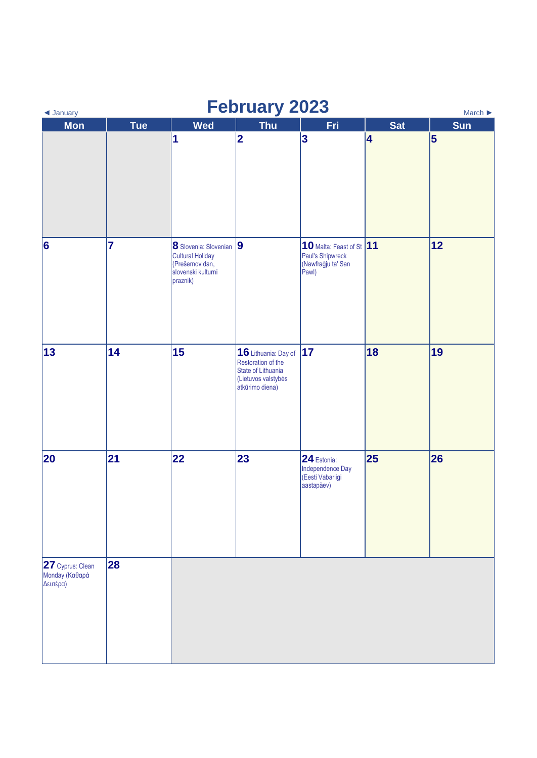◄ January

# February 2023

March ►

| Mon | Tue | Wed | Thu | Fri | Sat | Sun |
|---|---|---|---|---|---|---|
| | | 1 | 2 | 3 | 4 | 5 |
| 6 | 7 | 8 Slovenia: Slovenian Cultural Holiday (Prešernov dan, slovenski kulturni praznik) | 9 | 10 Malta: Feast of St Paul's Shipwreck (Nawfraġju ta' San Pawl) | 11 | 12 |
| 13 | 14 | 15 | 16 Lithuania: Day of Restoration of the State of Lithuania (Lietuvos valstybės atkūrimo diena) | 17 | 18 | 19 |
| 20 | 21 | 22 | 23 | 24 Estonia: Independence Day (Eesti Vabariigi aastapäev) | 25 | 26 |
| 27 Cyprus: Clean Monday (Καθαρά Δευτέρα) | 28 | | | | | |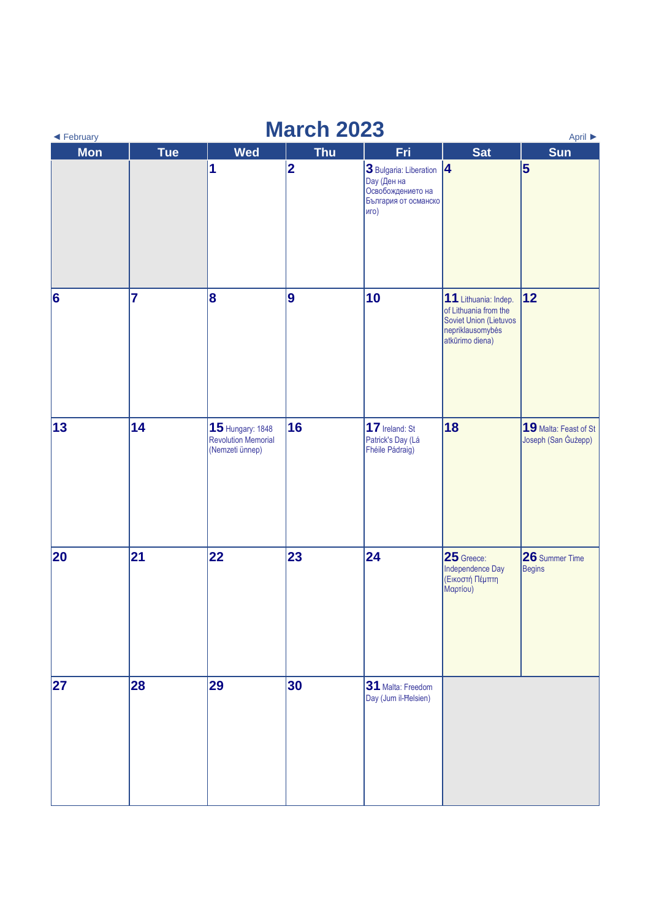◄ February

# March 2023

April ►

| Mon | Tue | Wed | Thu | Fri | Sat | Sun |
|---|---|---|---|---|---|---|
| | | 1 | 2 | 3 Bulgaria: Liberation Day (Ден на Освобождението на България от османско иго) | 4 | 5 |
| 6 | 7 | 8 | 9 | 10 | 11 Lithuania: Indep. of Lithuania from the Soviet Union (Lietuvos nepriklausomybės atkūrimo diena) | 12 |
| 13 | 14 | 15 Hungary: 1848 Revolution Memorial (Nemzeti ünnep) | 16 | 17 Ireland: St Patrick's Day (Lá Fhéile Pádraig) | 18 | 19 Malta: Feast of St Joseph (San Ġużepp) |
| 20 | 21 | 22 | 23 | 24 | 25 Greece: Independence Day (Εικοστή Πέμπτη Μαρτίου) | 26 Summer Time Begins |
| 27 | 28 | 29 | 30 | 31 Malta: Freedom Day (Jum il-Ħelsien) | | |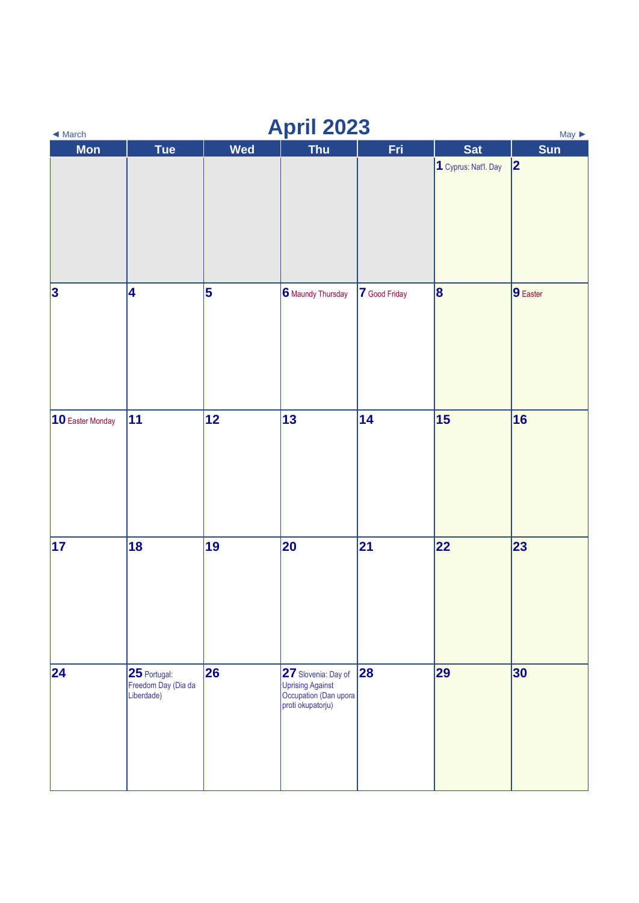◄ March

# April 2023

May ►

| Mon | Tue | Wed | Thu | Fri | Sat | Sun |
|---|---|---|---|---|---|---|
| | | | | | 1 Cyprus: Nat'l. Day | 2 |
| 3 | 4 | 5 | 6 Maundy Thursday | 7 Good Friday | 8 | 9 Easter |
| 10 Easter Monday | 11 | 12 | 13 | 14 | 15 | 16 |
| 17 | 18 | 19 | 20 | 21 | 22 | 23 |
| 24 | 25 Portugal: Freedom Day (Dia da Liberdade) | 26 | 27 Slovenia: Day of Uprising Against Occupation (Dan upora proti okupatorju) | 28 | 29 | 30 |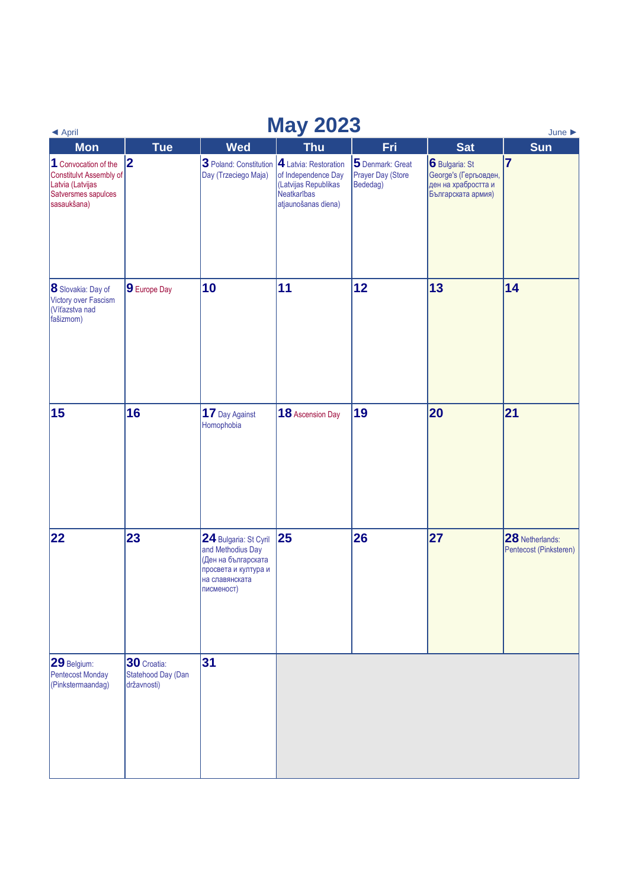◄ April

# May 2023

June ►

| Mon | Tue | Wed | Thu | Fri | Sat | Sun |
|---|---|---|---|---|---|---|
| **1** Convocation of the Constitulvt Assembly of Latvia (Latvijas Satversmes sapulces sasaukšana) | **2** | **3** Poland: Constitution Day (Trzeciego Maja) | **4** Latvia: Restoration of Independence Day (Latvijas Republikas Neatkarības atjaunošanas diena) | **5** Denmark: Great Prayer Day (Store Bededag) | **6** Bulgaria: St George's (Гергьовден, ден на храбростта и Българската армия) | **7** |
| **8** Slovakia: Day of Victory over Fascism (Víťazstva nad fašizmom) | **9** Europe Day | **10** | **11** | **12** | **13** | **14** |
| **15** | **16** | **17** Day Against Homophobia | **18** Ascension Day | **19** | **20** | **21** |
| **22** | **23** | **24** Bulgaria: St Cyril and Methodius Day (Ден на българската просвета и култура и на славянската писменост) | **25** | **26** | **27** | **28** Netherlands: Pentecost (Pinksteren) |
| **29** Belgium: Pentecost Monday (Pinkstermaandag) | **30** Croatia: Statehood Day (Dan državnosti) | **31** | | | | |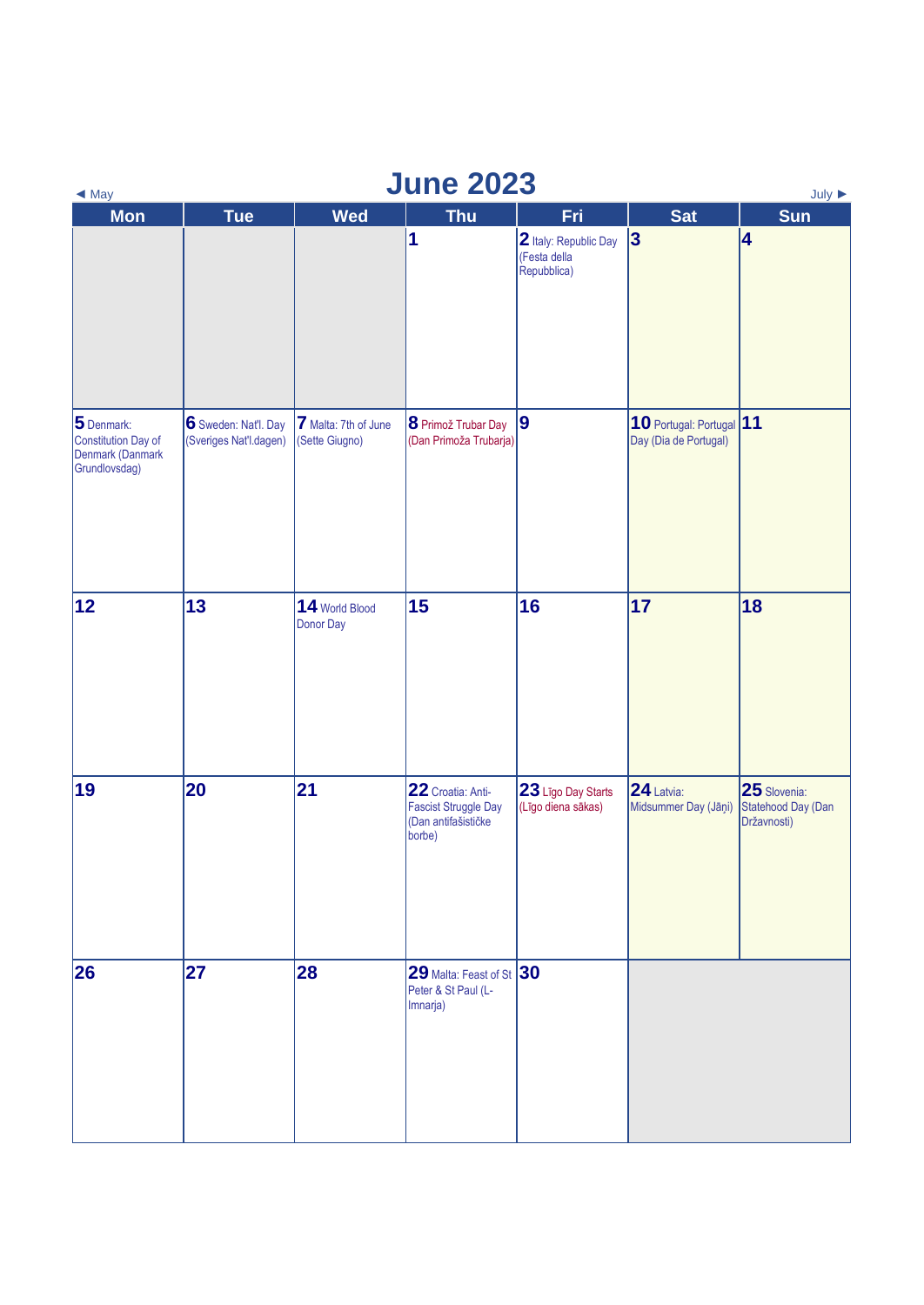◄ May

# June 2023

July ►

| Mon | Tue | Wed | Thu | Fri | Sat | Sun |
|---|---|---|---|---|---|---|
| | | | **1** | **2** Italy: Republic Day (Festa della Repubblica) | **3** | **4** |
| **5** Denmark: Constitution Day of Denmark (Danmark Grundlovsdag) | **6** Sweden: Nat'l. Day (Sveriges Nat'l.dagen) | **7** Malta: 7th of June (Sette Giugno) | **8** Primož Trubar Day (Dan Primoža Trubarja) | **9** | **10** Portugal: Portugal Day (Dia de Portugal) | **11** |
| **12** | **13** | **14** World Blood Donor Day | **15** | **16** | **17** | **18** |
| **19** | **20** | **21** | **22** Croatia: Anti-Fascist Struggle Day (Dan antifašističke borbe) | **23** Līgo Day Starts (Līgo diena sākas) | **24** Latvia: Midsummer Day (Jāņi) | **25** Slovenia: Statehood Day (Dan Državnosti) |
| **26** | **27** | **28** | **29** Malta: Feast of St Peter & St Paul (L-Imnarja) | **30** | | |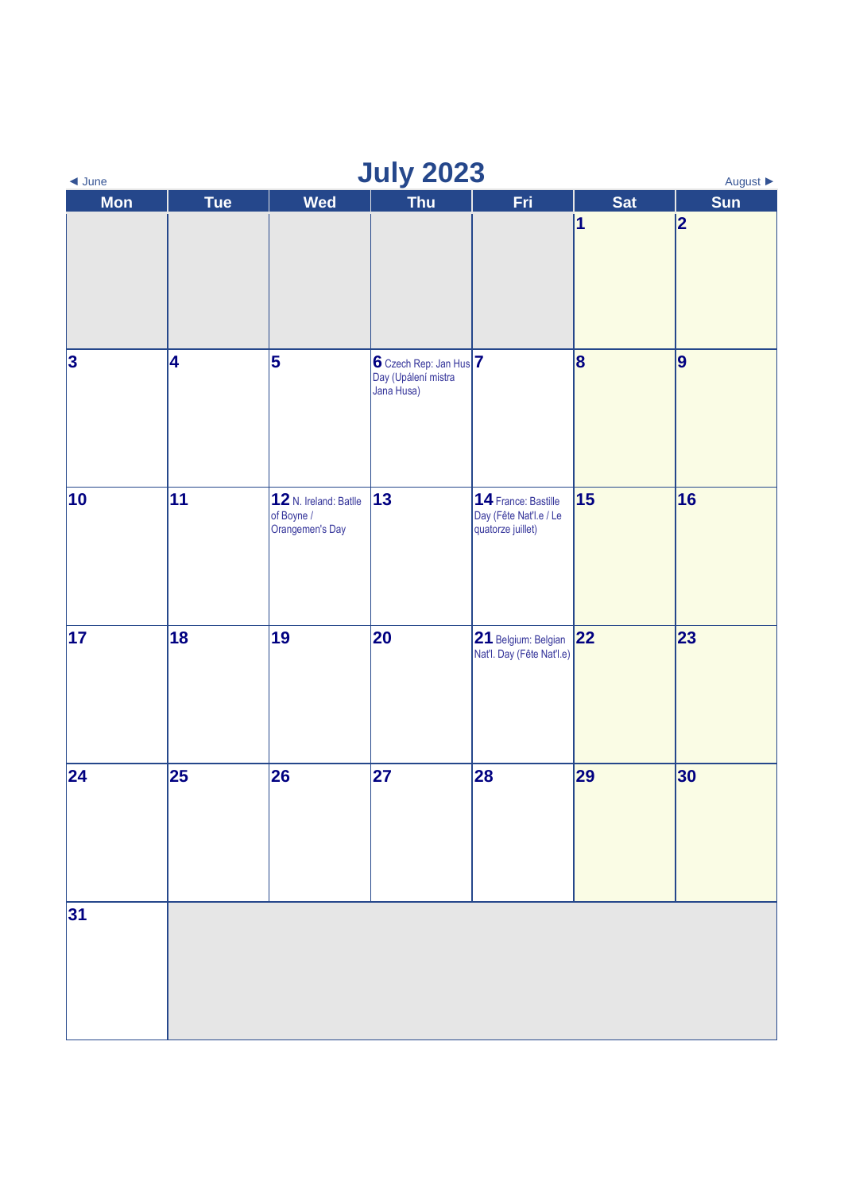◄ June

# July 2023

August ►

| Mon | Tue | Wed | Thu | Fri | Sat | Sun |
|---|---|---|---|---|---|---|
| | | | | | 1 | 2 |
| 3 | 4 | 5 | 6 Czech Rep: Jan Hus Day (Upálení mistra Jana Husa) | 7 | 8 | 9 |
| 10 | 11 | 12 N. Ireland: Batlle of Boyne / Orangemen's Day | 13 | 14 France: Bastille Day (Fête Nat'l.e / Le quatorze juillet) | 15 | 16 |
| 17 | 18 | 19 | 20 | 21 Belgium: Belgian Nat'l. Day (Fête Nat'l.e) | 22 | 23 |
| 24 | 25 | 26 | 27 | 28 | 29 | 30 |
| 31 | | | | | | |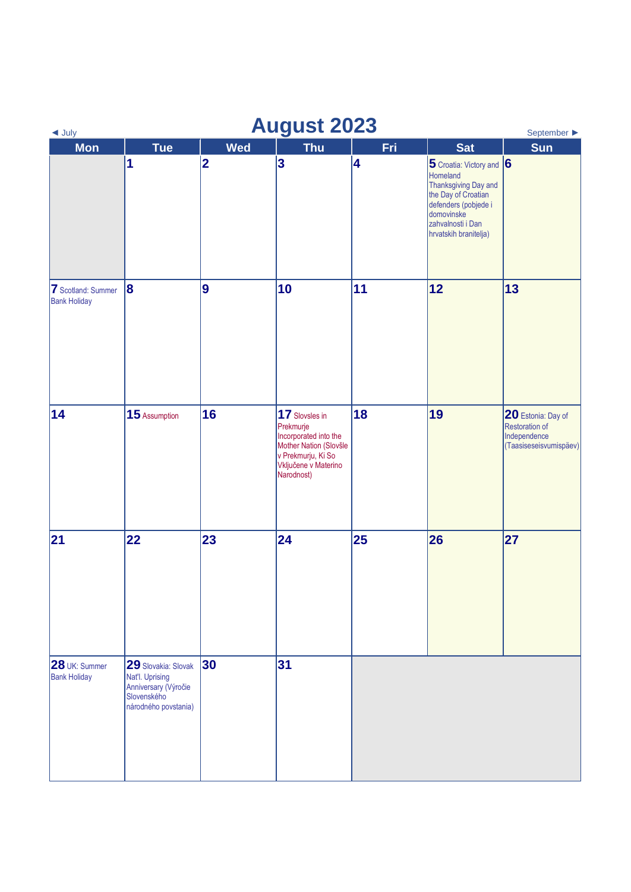# August 2023

◄ July    September ►

| Mon | Tue | Wed | Thu | Fri | Sat | Sun |
|---|---|---|---|---|---|---|
| | **1** | **2** | **3** | **4** | **5** Croatia: Victory and Homeland Thanksgiving Day and the Day of Croatian defenders (pobjede i domovinske zahvalnosti i Dan hrvatskih branitelja) | **6** |
| **7** Scotland: Summer Bank Holiday | **8** | **9** | **10** | **11** | **12** | **13** |
| **14** | **15** Assumption | **16** | **17** Slovsles in Prekmurje Incorporated into the Mother Nation (Slovšle v Prekmurju, Ki So Vključene v Materino Narodnost) | **18** | **19** | **20** Estonia: Day of Restoration of Independence (Taasiseseisvumispäev) |
| **21** | **22** | **23** | **24** | **25** | **26** | **27** |
| **28** UK: Summer Bank Holiday | **29** Slovakia: Slovak Nat'l. Uprising Anniversary (Výročie Slovenského národného povstania) | **30** | **31** | | | |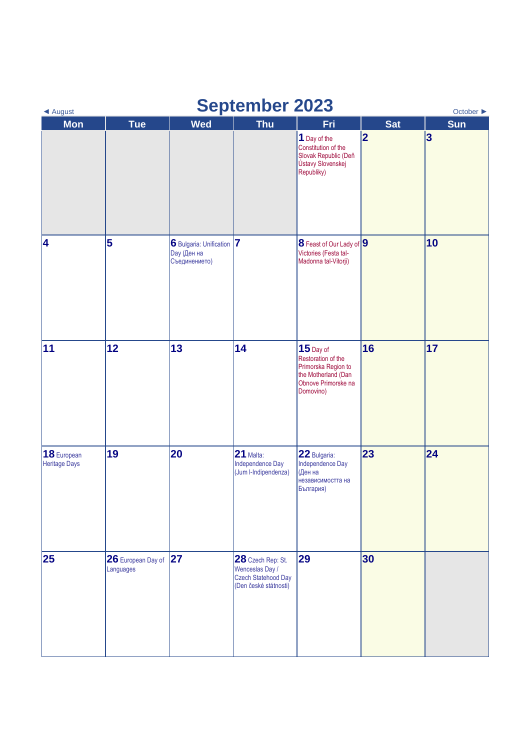◄ August

# September 2023

October ►

| Mon | Tue | Wed | Thu | Fri | Sat | Sun |
|---|---|---|---|---|---|---|
| | | | | **1** Day of the Constitution of the Slovak Republic (Deň Ústavy Slovenskej Republiky) | **2** | **3** |
| **4** | **5** | **6** Bulgaria: Unification Day (Ден на Съединението) | **7** | **8** Feast of Our Lady of Victories (Festa tal-Madonna tal-Vitorji) | **9** | **10** |
| **11** | **12** | **13** | **14** | **15** Day of Restoration of the Primorska Region to the Motherland (Dan Obnove Primorske na Domovino) | **16** | **17** |
| **18** European Heritage Days | **19** | **20** | **21** Malta: Independence Day (Jum l-Indipendenza) | **22** Bulgaria: Independence Day (Ден на независимостта на България) | **23** | **24** |
| **25** | **26** European Day of Languages | **27** | **28** Czech Rep: St. Wenceslas Day / Czech Statehood Day (Den české státnosti) | **29** | **30** | |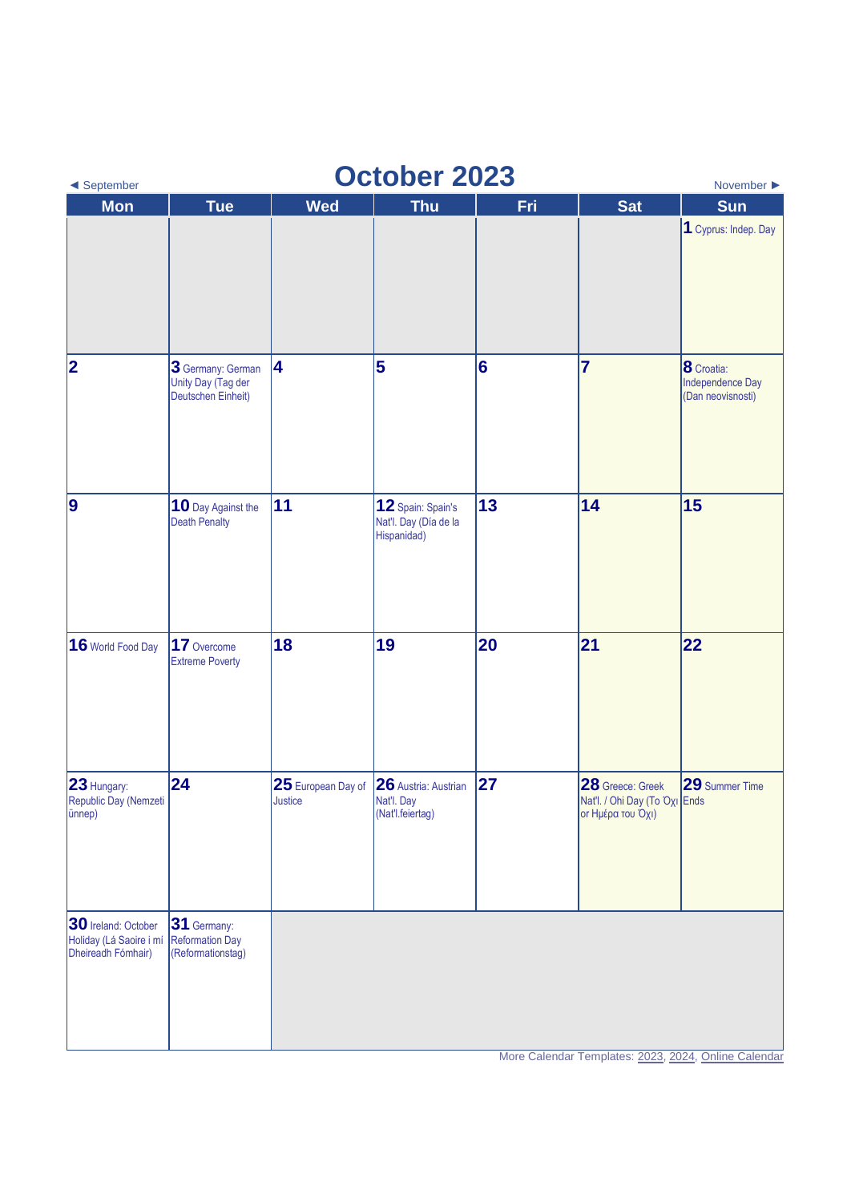◄ September

# October 2023

November ►

| Mon | Tue | Wed | Thu | Fri | Sat | Sun |
|---|---|---|---|---|---|---|
| | | | | | | **1** Cyprus: Indep. Day |
| **2** | **3** Germany: German Unity Day (Tag der Deutschen Einheit) | **4** | **5** | **6** | **7** | **8** Croatia: Independence Day (Dan neovisnosti) |
| **9** | **10** Day Against the Death Penalty | **11** | **12** Spain: Spain's Nat'l. Day (Día de la Hispanidad) | **13** | **14** | **15** |
| **16** World Food Day | **17** Overcome Extreme Poverty | **18** | **19** | **20** | **21** | **22** |
| **23** Hungary: Republic Day (Nemzeti ünnep) | **24** | **25** European Day of Justice | **26** Austria: Austrian Nat'l. Day (Nat'l.feiertag) | **27** | **28** Greece: Greek Nat'l. / Ohi Day (Το Όχι or Ημέρα του Όχι) | **29** Summer Time Ends |
| **30** Ireland: October Holiday (Lá Saoire i mí Dheireadh Fómhair) | **31** Germany: Reformation Day (Reformationstag) | | | | | |

More Calendar Templates: 2023, 2024, Online Calendar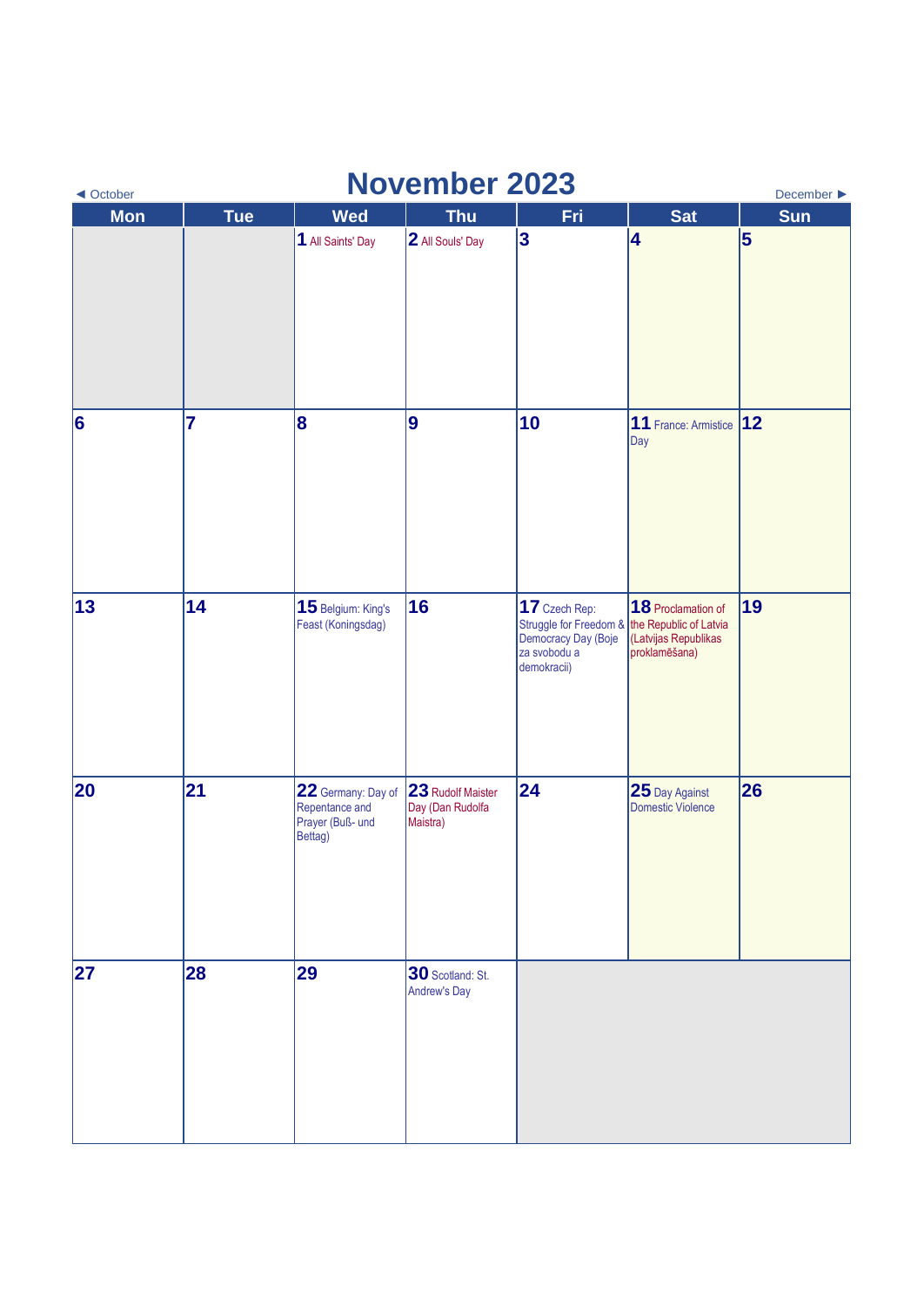◄ October

# November 2023

December ►

| Mon | Tue | Wed | Thu | Fri | Sat | Sun |
|---|---|---|---|---|---|---|
| | | 1 All Saints' Day | 2 All Souls' Day | 3 | 4 | 5 |
| 6 | 7 | 8 | 9 | 10 | 11 France: Armistice Day | 12 |
| 13 | 14 | 15 Belgium: King's Feast (Koningsdag) | 16 | 17 Czech Rep: Struggle for Freedom & Democracy Day (Boje za svobodu a demokracii) | 18 Proclamation of the Republic of Latvia (Latvijas Republikas proklamēšana) | 19 |
| 20 | 21 | 22 Germany: Day of Repentance and Prayer (Buß- und Bettag) | 23 Rudolf Maister Day (Dan Rudolfa Maistra) | 24 | 25 Day Against Domestic Violence | 26 |
| 27 | 28 | 29 | 30 Scotland: St. Andrew's Day | | | |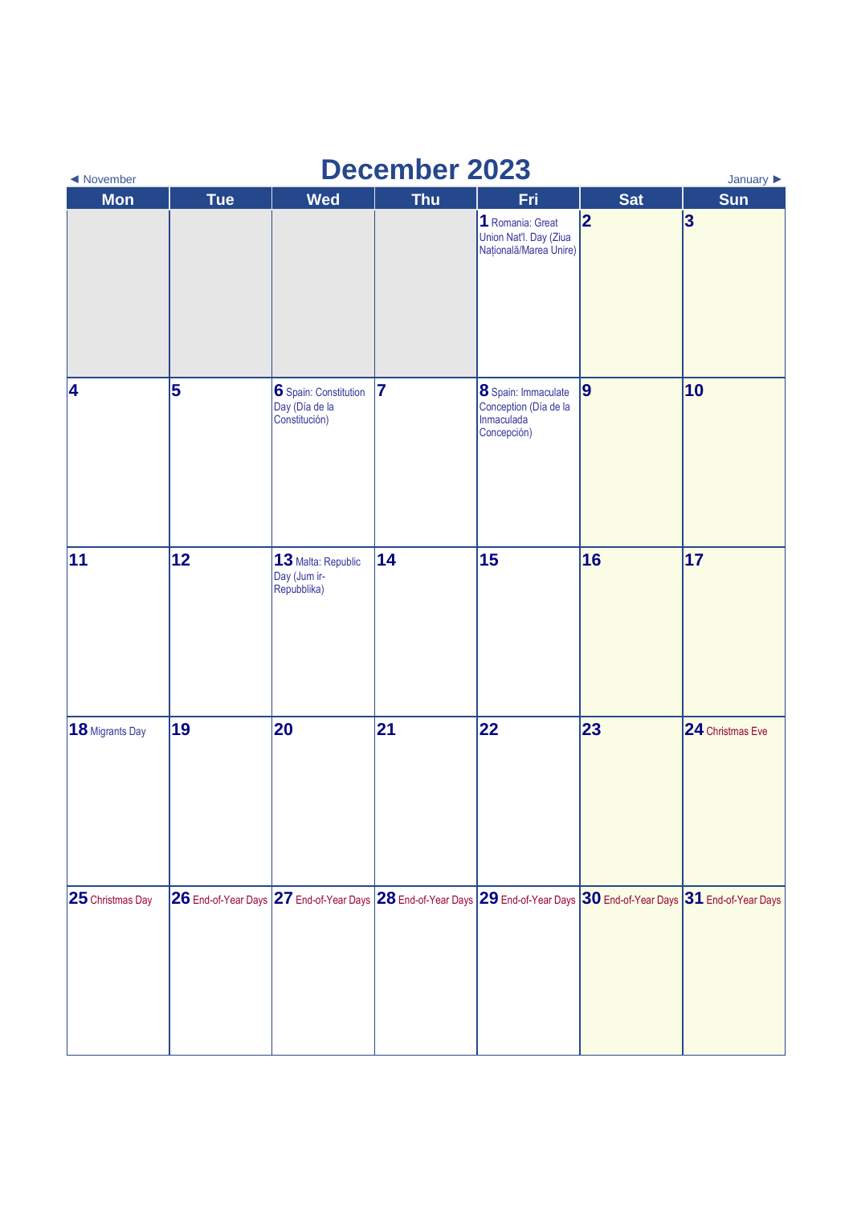◄ November

# December 2023

January ►

| Mon | Tue | Wed | Thu | Fri | Sat | Sun |
|---|---|---|---|---|---|---|
| | | | | **1** Romania: Great Union Nat'l. Day (Ziua Națională/Marea Unire) | **2** | **3** |
| **4** | **5** | **6** Spain: Constitution Day (Día de la Constitución) | **7** | **8** Spain: Immaculate Conception (Día de la Inmaculada Concepción) | **9** | **10** |
| **11** | **12** | **13** Malta: Republic Day (Jum ir-Repubblika) | **14** | **15** | **16** | **17** |
| **18** Migrants Day | **19** | **20** | **21** | **22** | **23** | **24** Christmas Eve |
| **25** Christmas Day | **26** End-of-Year Days | **27** End-of-Year Days | **28** End-of-Year Days | **29** End-of-Year Days | **30** End-of-Year Days | **31** End-of-Year Days |